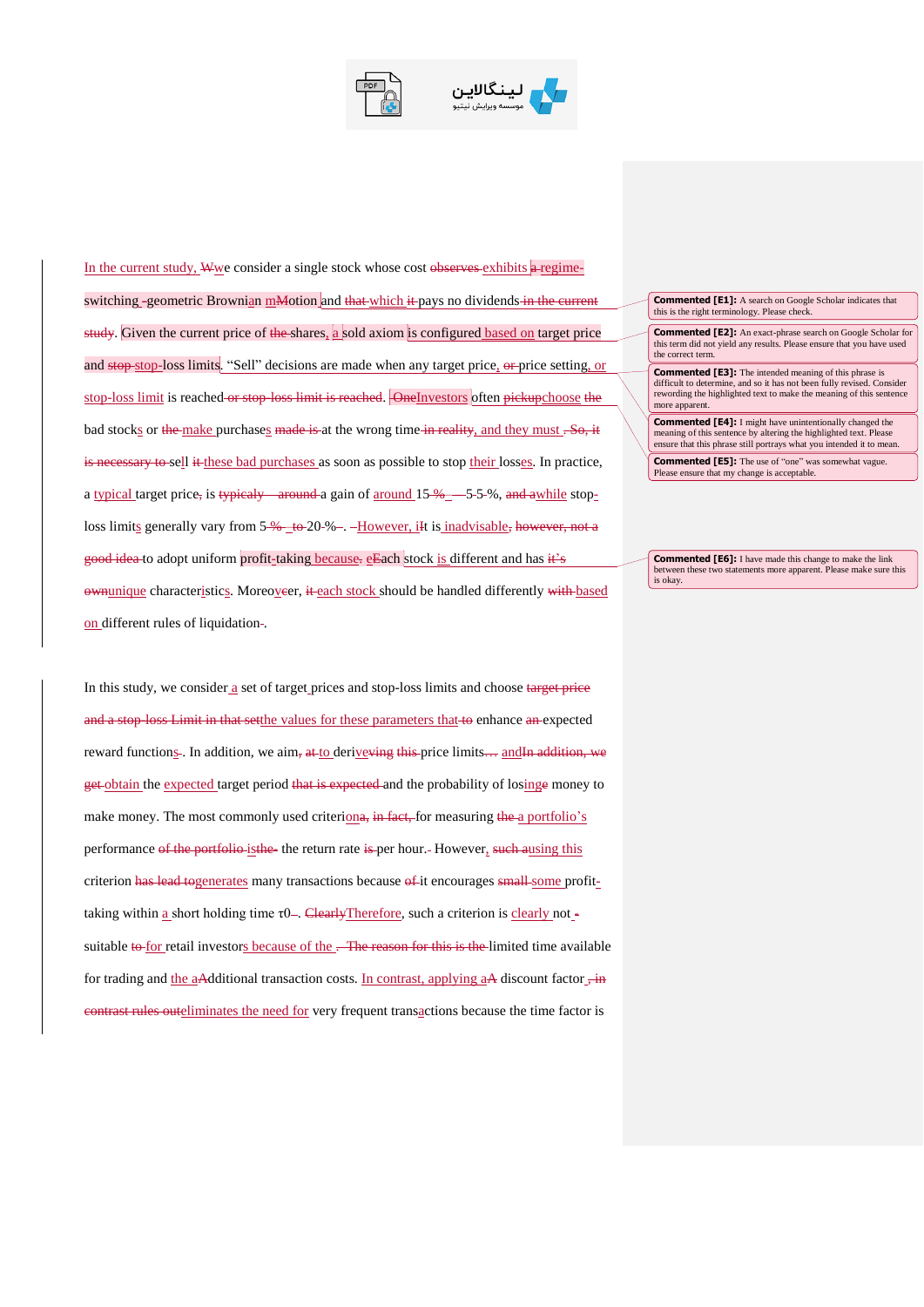In the current study, ~~W~~we consider a single stock whose cost ~~observes~~ exhibits ~~a~~ regime-switching ~~-~~geometric Browni~~a~~an ~~M~~motion and ~~that~~ which ~~it~~ pays no dividends ~~in the current study~~. Given the current price of ~~the~~ shares, a sold axiom is configured based on target price and ~~stop~~ stop-loss limits. "Sell" decisions are made when any target price, ~~or~~ price setting, or stop-loss limit is reached ~~or stop-loss limit is reached~~. ~~One~~Investors often ~~pickup~~choose the bad stocks or ~~the~~ make purchases ~~made is~~ at the wrong time ~~in reality~~, and they must ~~. So, it is necessary to~~ sell ~~it~~ these bad purchases as soon as possible to stop their losses. In practice, a typical target price~~,~~ is ~~typicaly – around~~ a gain of around 15 ~~%~~ –5-5-%, ~~and a~~while stop-loss limits generally vary from 5 ~~%~~ ~~to~~ 20-%~~–~~. ~~–~~However, i~~I~~t is inadvisable~~, however, not a good idea~~ to adopt uniform profit-taking because~~,~~ ~~e~~Each stock is different and has ~~it's own~~unique characteristics. Moreover, ~~it~~ each stock should be handled differently ~~with~~ based on different rules of liquidation~~-~~.

In this study, we consider a set of target prices and stop-loss limits and choose ~~target price and a stop-loss Limit in that set~~the values for these parameters that ~~to~~ enhance ~~an~~ expected reward functions~~-~~. In addition, we aim~~,~~ ~~at~~ to deri~~veving~~ ~~this~~ price limits~~…~~ and~~In addition, we get~~ obtain the expected target period ~~that is expected~~ and the probability of losing~~e~~ money to make money. The most commonly used criteri~~on~~a, ~~in fact,~~ for measuring ~~the~~ a portfolio's performance ~~of the portfolio is the~~ the return rate ~~is~~ per hour~~.~~. However, ~~such a~~using this criterion ~~has lead to~~generates many transactions because ~~of~~ it encourages ~~small~~ some profit-taking within a short holding time τ0~~–~~. ~~Clearly~~Therefore, such a criterion is clearly not ~~-~~ suitable ~~to~~ for retail investors because of the ~~. The reason for this is the~~ limited time available for trading and the ~~a~~Additional transaction costs. In contrast, applying a~~A~~ discount factor ~~, in contrast rules out~~eliminates the need for very frequent transactions because the time factor is

**Commented [E1]:** A search on Google Scholar indicates that this is the right terminology. Please check.

**Commented [E2]:** An exact-phrase search on Google Scholar for this term did not yield any results. Please ensure that you have used the correct term.

**Commented [E3]:** The intended meaning of this phrase is difficult to determine, and so it has not been fully revised. Consider rewording the highlighted text to make the meaning of this sentence more apparent.

**Commented [E4]:** I might have unintentionally changed the meaning of this sentence by altering the highlighted text. Please ensure that this phrase still portrays what you intended it to mean.

**Commented [E5]:** The use of "one" was somewhat vague. Please ensure that my change is acceptable.

**Commented [E6]:** I have made this change to make the link between these two statements more apparent. Please make sure this is okay.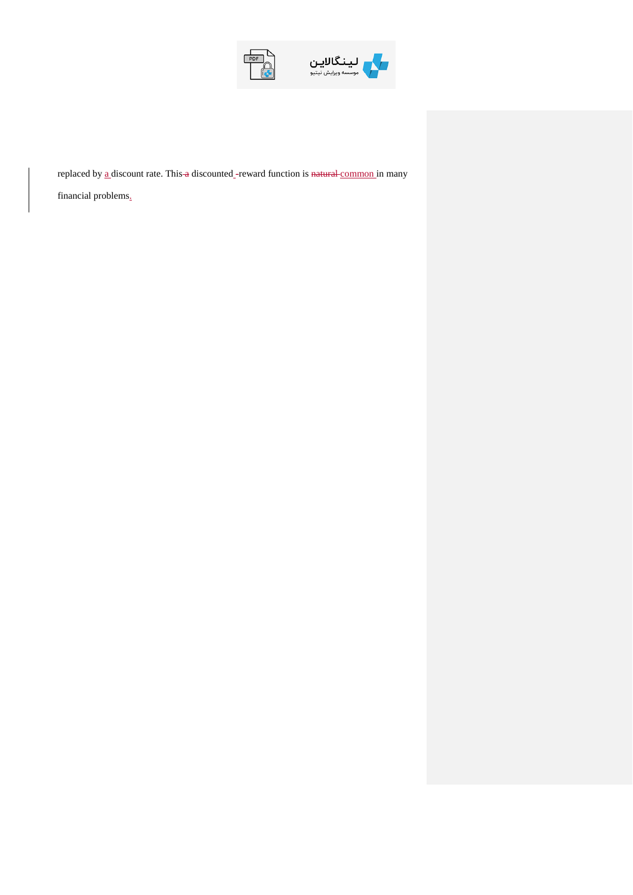replaced by a discount rate. This discounted-reward function is common in many financial problems.